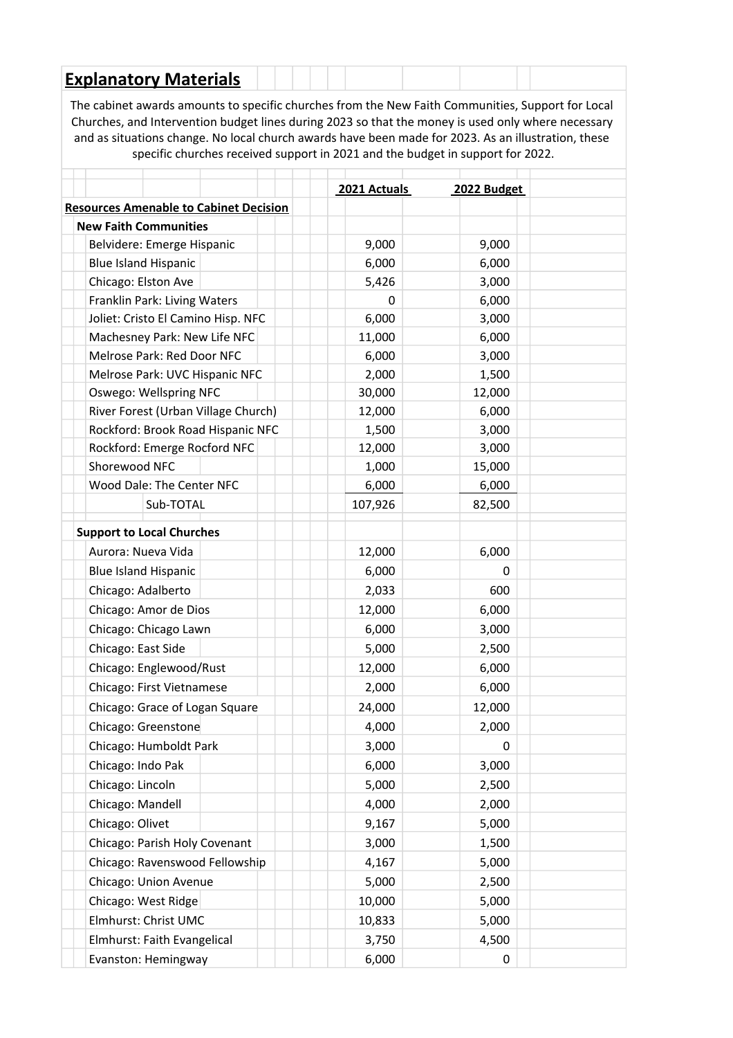## Explanatory Materials

The cabinet awards amounts to specific churches from the New Faith Communities, Support for Local Churches, and Intervention budget lines during 2023 so that the money is used only where necessary and as situations change. No local church awards have been made for 2023. As an illustration, these specific churches received support in 2021 and the budget in support for 2022.

| | 2021 Actuals | 2022 Budget |
|---|---|---|
| **Resources Amenable to Cabinet Decision** | | |
| **New Faith Communities** | | |
| Belvidere: Emerge Hispanic | 9,000 | 9,000 |
| Blue Island Hispanic | 6,000 | 6,000 |
| Chicago: Elston Ave | 5,426 | 3,000 |
| Franklin Park: Living Waters | 0 | 6,000 |
| Joliet: Cristo El Camino Hisp. NFC | 6,000 | 3,000 |
| Machesney Park: New Life NFC | 11,000 | 6,000 |
| Melrose Park: Red Door NFC | 6,000 | 3,000 |
| Melrose Park: UVC Hispanic NFC | 2,000 | 1,500 |
| Oswego: Wellspring NFC | 30,000 | 12,000 |
| River Forest (Urban Village Church) | 12,000 | 6,000 |
| Rockford: Brook Road Hispanic NFC | 1,500 | 3,000 |
| Rockford: Emerge Rocford NFC | 12,000 | 3,000 |
| Shorewood NFC | 1,000 | 15,000 |
| Wood Dale: The Center NFC | 6,000 | 6,000 |
| Sub-TOTAL | 107,926 | 82,500 |
| **Support to Local Churches** | | |
| Aurora: Nueva Vida | 12,000 | 6,000 |
| Blue Island Hispanic | 6,000 | 0 |
| Chicago: Adalberto | 2,033 | 600 |
| Chicago: Amor de Dios | 12,000 | 6,000 |
| Chicago: Chicago Lawn | 6,000 | 3,000 |
| Chicago: East Side | 5,000 | 2,500 |
| Chicago: Englewood/Rust | 12,000 | 6,000 |
| Chicago: First Vietnamese | 2,000 | 6,000 |
| Chicago: Grace of Logan Square | 24,000 | 12,000 |
| Chicago: Greenstone | 4,000 | 2,000 |
| Chicago: Humboldt Park | 3,000 | 0 |
| Chicago: Indo Pak | 6,000 | 3,000 |
| Chicago: Lincoln | 5,000 | 2,500 |
| Chicago: Mandell | 4,000 | 2,000 |
| Chicago: Olivet | 9,167 | 5,000 |
| Chicago: Parish Holy Covenant | 3,000 | 1,500 |
| Chicago: Ravenswood Fellowship | 4,167 | 5,000 |
| Chicago: Union Avenue | 5,000 | 2,500 |
| Chicago: West Ridge | 10,000 | 5,000 |
| Elmhurst: Christ UMC | 10,833 | 5,000 |
| Elmhurst: Faith Evangelical | 3,750 | 4,500 |
| Evanston: Hemingway | 6,000 | 0 |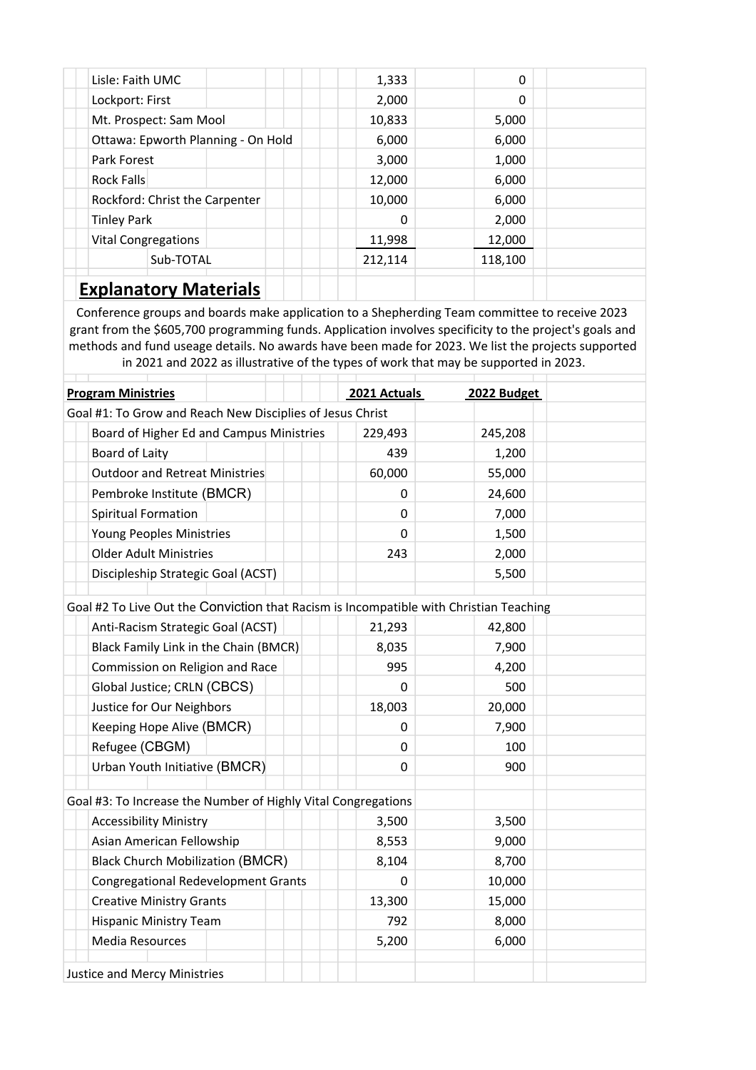| | | |
|---|---|---|
| Lisle: Faith UMC | 1,333 | 0 |
| Lockport: First | 2,000 | 0 |
| Mt. Prospect: Sam Mool | 10,833 | 5,000 |
| Ottawa: Epworth Planning - On Hold | 6,000 | 6,000 |
| Park Forest | 3,000 | 1,000 |
| Rock Falls | 12,000 | 6,000 |
| Rockford: Christ the Carpenter | 10,000 | 6,000 |
| Tinley Park | 0 | 2,000 |
| Vital Congregations | 11,998 | 12,000 |
| Sub-TOTAL | 212,114 | 118,100 |

## Explanatory Materials

Conference groups and boards make application to a Shepherding Team committee to receive 2023 grant from the $605,700 programming funds. Application involves specificity to the project's goals and methods and fund useage details. No awards have been made for 2023. We list the projects supported in 2021 and 2022 as illustrative of the types of work that may be supported in 2023.

| **Program Ministries** | **2021 Actuals** | **2022 Budget** |
|---|---|---|
| Goal #1: To Grow and Reach New Disciples of Jesus Christ | | |
| Board of Higher Ed and Campus Ministries | 229,493 | 245,208 |
| Board of Laity | 439 | 1,200 |
| Outdoor and Retreat Ministries | 60,000 | 55,000 |
| Pembroke Institute (BMCR) | 0 | 24,600 |
| Spiritual Formation | 0 | 7,000 |
| Young Peoples Ministries | 0 | 1,500 |
| Older Adult Ministries | 243 | 2,000 |
| Discipleship Strategic Goal (ACST) | | 5,500 |
| Goal #2 To Live Out the Conviction that Racism is Incompatible with Christian Teaching | | |
| Anti-Racism Strategic Goal (ACST) | 21,293 | 42,800 |
| Black Family Link in the Chain (BMCR) | 8,035 | 7,900 |
| Commission on Religion and Race | 995 | 4,200 |
| Global Justice; CRLN (CBCS) | 0 | 500 |
| Justice for Our Neighbors | 18,003 | 20,000 |
| Keeping Hope Alive (BMCR) | 0 | 7,900 |
| Refugee (CBGM) | 0 | 100 |
| Urban Youth Initiative (BMCR) | 0 | 900 |
| Goal #3: To Increase the Number of Highly Vital Congregations | | |
| Accessibility Ministry | 3,500 | 3,500 |
| Asian American Fellowship | 8,553 | 9,000 |
| Black Church Mobilization (BMCR) | 8,104 | 8,700 |
| Congregational Redevelopment Grants | 0 | 10,000 |
| Creative Ministry Grants | 13,300 | 15,000 |
| Hispanic Ministry Team | 792 | 8,000 |
| Media Resources | 5,200 | 6,000 |
| Justice and Mercy Ministries | | |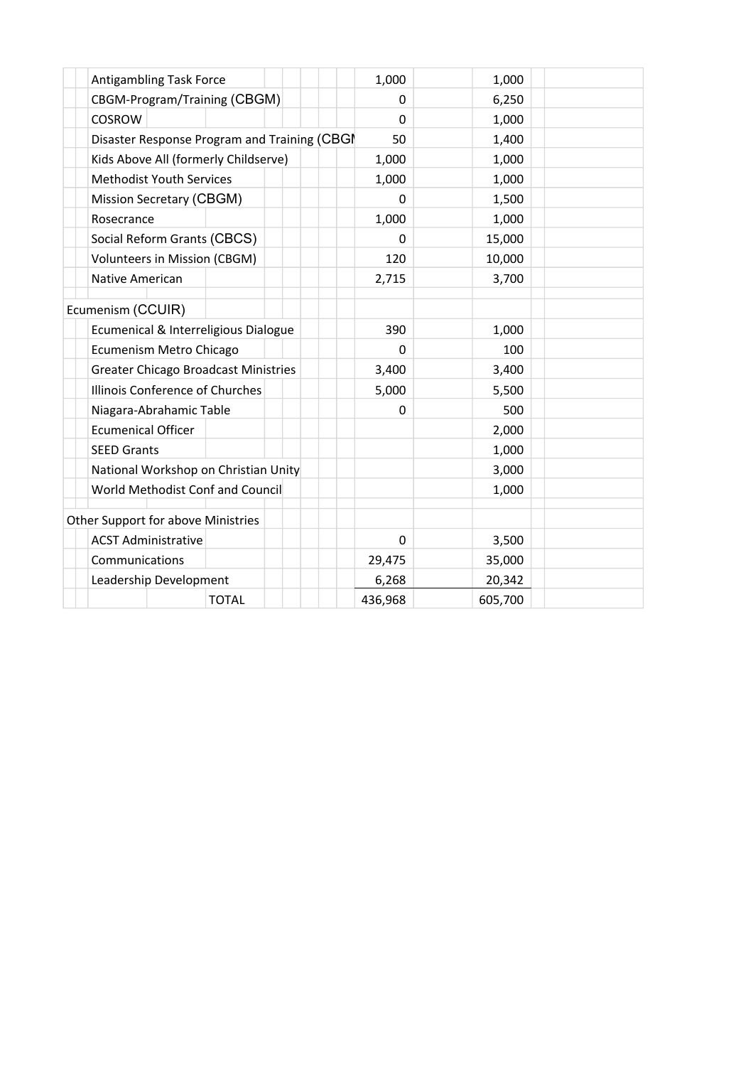| | | |
|---|---|---|
| Antigambling Task Force | 1,000 | 1,000 |
| CBGM-Program/Training (CBGM) | 0 | 6,250 |
| COSROW | 0 | 1,000 |
| Disaster Response Program and Training (CBGM | 50 | 1,400 |
| Kids Above All (formerly Childserve) | 1,000 | 1,000 |
| Methodist Youth Services | 1,000 | 1,000 |
| Mission Secretary (CBGM) | 0 | 1,500 |
| Rosecrance | 1,000 | 1,000 |
| Social Reform Grants (CBCS) | 0 | 15,000 |
| Volunteers in Mission (CBGM) | 120 | 10,000 |
| Native American | 2,715 | 3,700 |
| | | |
| Ecumenism (CCUIR) | | |
| Ecumenical & Interreligious Dialogue | 390 | 1,000 |
| Ecumenism Metro Chicago | 0 | 100 |
| Greater Chicago Broadcast Ministries | 3,400 | 3,400 |
| Illinois Conference of Churches | 5,000 | 5,500 |
| Niagara-Abrahamic Table | 0 | 500 |
| Ecumenical Officer | | 2,000 |
| SEED Grants | | 1,000 |
| National Workshop on Christian Unity | | 3,000 |
| World Methodist Conf and Council | | 1,000 |
| | | |
| Other Support for above Ministries | | |
| ACST Administrative | 0 | 3,500 |
| Communications | 29,475 | 35,000 |
| Leadership Development | 6,268 | 20,342 |
| TOTAL | 436,968 | 605,700 |